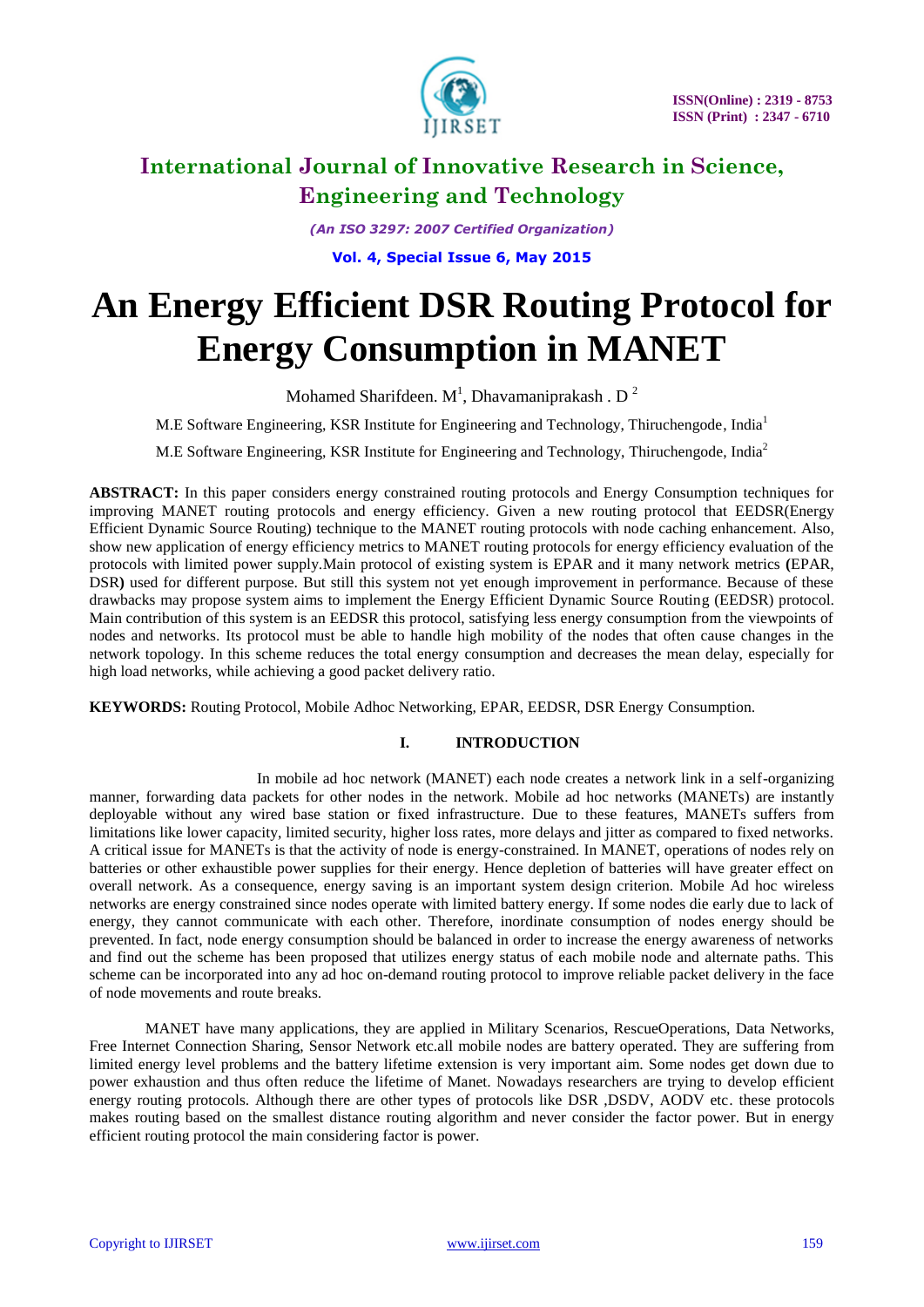# An Energy Efficient DSR Routing Protocol for Energy Consumption in MANET

Mohamed Sharifdeen. M[1], Dhavamaniprakash . D[2]

M.E Software Engineering, KSR Institute for Engineering and Technology, Thiruchengode, India[1]

M.E Software Engineering, KSR Institute for Engineering and Technology, Thiruchengode, India[2]

**ABSTRACT:** In this paper considers energy constrained routing protocols and Energy Consumption techniques for improving MANET routing protocols and energy efficiency. Given a new routing protocol that EEDSR(Energy Efficient Dynamic Source Routing) technique to the MANET routing protocols with node caching enhancement. Also, show new application of energy efficiency metrics to MANET routing protocols for energy efficiency evaluation of the protocols with limited power supply.Main protocol of existing system is EPAR and it many network metrics **(**EPAR, DSR**)** used for different purpose. But still this system not yet enough improvement in performance. Because of these drawbacks may propose system aims to implement the Energy Efficient Dynamic Source Routing (EEDSR) protocol. Main contribution of this system is an EEDSR this protocol, satisfying less energy consumption from the viewpoints of nodes and networks. Its protocol must be able to handle high mobility of the nodes that often cause changes in the network topology. In this scheme reduces the total energy consumption and decreases the mean delay, especially for high load networks, while achieving a good packet delivery ratio.

**KEYWORDS:** Routing Protocol, Mobile Adhoc Networking, EPAR, EEDSR, DSR Energy Consumption.

## I. INTRODUCTION

In mobile ad hoc network (MANET) each node creates a network link in a self-organizing manner, forwarding data packets for other nodes in the network. Mobile ad hoc networks (MANETs) are instantly deployable without any wired base station or fixed infrastructure. Due to these features, MANETs suffers from limitations like lower capacity, limited security, higher loss rates, more delays and jitter as compared to fixed networks. A critical issue for MANETs is that the activity of node is energy-constrained. In MANET, operations of nodes rely on batteries or other exhaustible power supplies for their energy. Hence depletion of batteries will have greater effect on overall network. As a consequence, energy saving is an important system design criterion. Mobile Ad hoc wireless networks are energy constrained since nodes operate with limited battery energy. If some nodes die early due to lack of energy, they cannot communicate with each other. Therefore, inordinate consumption of nodes energy should be prevented. In fact, node energy consumption should be balanced in order to increase the energy awareness of networks and find out the scheme has been proposed that utilizes energy status of each mobile node and alternate paths. This scheme can be incorporated into any ad hoc on-demand routing protocol to improve reliable packet delivery in the face of node movements and route breaks.

MANET have many applications, they are applied in Military Scenarios, RescueOperations, Data Networks, Free Internet Connection Sharing, Sensor Network etc.all mobile nodes are battery operated. They are suffering from limited energy level problems and the battery lifetime extension is very important aim. Some nodes get down due to power exhaustion and thus often reduce the lifetime of Manet. Nowadays researchers are trying to develop efficient energy routing protocols. Although there are other types of protocols like DSR ,DSDV, AODV etc. these protocols makes routing based on the smallest distance routing algorithm and never consider the factor power. But in energy efficient routing protocol the main considering factor is power.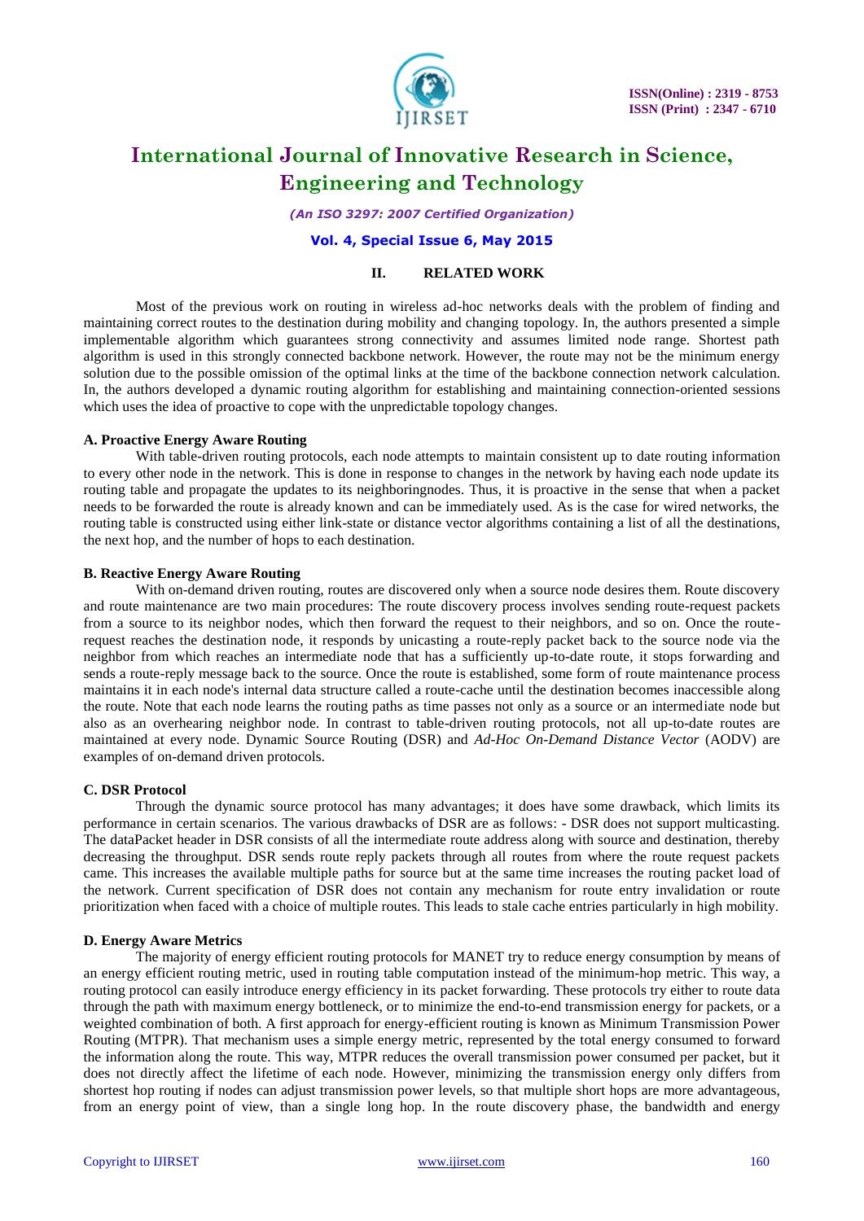## II. RELATED WORK

Most of the previous work on routing in wireless ad-hoc networks deals with the problem of finding and maintaining correct routes to the destination during mobility and changing topology. In, the authors presented a simple implementable algorithm which guarantees strong connectivity and assumes limited node range. Shortest path algorithm is used in this strongly connected backbone network. However, the route may not be the minimum energy solution due to the possible omission of the optimal links at the time of the backbone connection network calculation. In, the authors developed a dynamic routing algorithm for establishing and maintaining connection-oriented sessions which uses the idea of proactive to cope with the unpredictable topology changes.

### A. Proactive Energy Aware Routing

With table-driven routing protocols, each node attempts to maintain consistent up to date routing information to every other node in the network. This is done in response to changes in the network by having each node update its routing table and propagate the updates to its neighboringnodes. Thus, it is proactive in the sense that when a packet needs to be forwarded the route is already known and can be immediately used. As is the case for wired networks, the routing table is constructed using either link-state or distance vector algorithms containing a list of all the destinations, the next hop, and the number of hops to each destination.

### B. Reactive Energy Aware Routing

With on-demand driven routing, routes are discovered only when a source node desires them. Route discovery and route maintenance are two main procedures: The route discovery process involves sending route-request packets from a source to its neighbor nodes, which then forward the request to their neighbors, and so on. Once the route-request reaches the destination node, it responds by unicasting a route-reply packet back to the source node via the neighbor from which reaches an intermediate node that has a sufficiently up-to-date route, it stops forwarding and sends a route-reply message back to the source. Once the route is established, some form of route maintenance process maintains it in each node's internal data structure called a route-cache until the destination becomes inaccessible along the route. Note that each node learns the routing paths as time passes not only as a source or an intermediate node but also as an overhearing neighbor node. In contrast to table-driven routing protocols, not all up-to-date routes are maintained at every node. Dynamic Source Routing (DSR) and *Ad-Hoc On-Demand Distance Vector* (AODV) are examples of on-demand driven protocols.

### C. DSR Protocol

Through the dynamic source protocol has many advantages; it does have some drawback, which limits its performance in certain scenarios. The various drawbacks of DSR are as follows: - DSR does not support multicasting. The dataPacket header in DSR consists of all the intermediate route address along with source and destination, thereby decreasing the throughput. DSR sends route reply packets through all routes from where the route request packets came. This increases the available multiple paths for source but at the same time increases the routing packet load of the network. Current specification of DSR does not contain any mechanism for route entry invalidation or route prioritization when faced with a choice of multiple routes. This leads to stale cache entries particularly in high mobility.

### D. Energy Aware Metrics

The majority of energy efficient routing protocols for MANET try to reduce energy consumption by means of an energy efficient routing metric, used in routing table computation instead of the minimum-hop metric. This way, a routing protocol can easily introduce energy efficiency in its packet forwarding. These protocols try either to route data through the path with maximum energy bottleneck, or to minimize the end-to-end transmission energy for packets, or a weighted combination of both. A first approach for energy-efficient routing is known as Minimum Transmission Power Routing (MTPR). That mechanism uses a simple energy metric, represented by the total energy consumed to forward the information along the route. This way, MTPR reduces the overall transmission power consumed per packet, but it does not directly affect the lifetime of each node. However, minimizing the transmission energy only differs from shortest hop routing if nodes can adjust transmission power levels, so that multiple short hops are more advantageous, from an energy point of view, than a single long hop. In the route discovery phase, the bandwidth and energy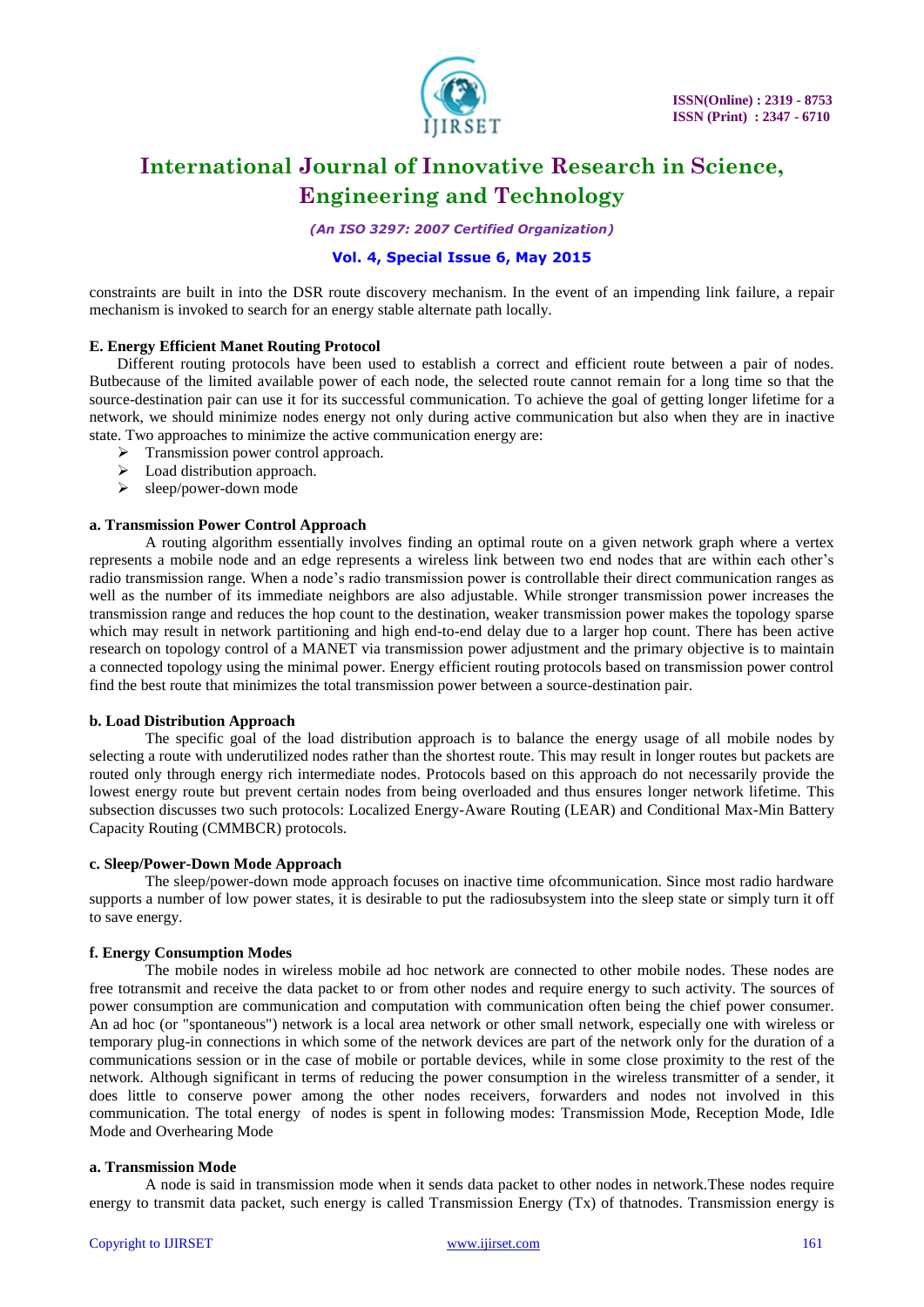constraints are built in into the DSR route discovery mechanism. In the event of an impending link failure, a repair mechanism is invoked to search for an energy stable alternate path locally.

**E. Energy Efficient Manet Routing Protocol**

Different routing protocols have been used to establish a correct and efficient route between a pair of nodes. Butbecause of the limited available power of each node, the selected route cannot remain for a long time so that the source-destination pair can use it for its successful communication. To achieve the goal of getting longer lifetime for a network, we should minimize nodes energy not only during active communication but also when they are in inactive state. Two approaches to minimize the active communication energy are:

- Transmission power control approach.
- Load distribution approach.
- sleep/power-down mode

**a. Transmission Power Control Approach**

A routing algorithm essentially involves finding an optimal route on a given network graph where a vertex represents a mobile node and an edge represents a wireless link between two end nodes that are within each other's radio transmission range. When a node's radio transmission power is controllable their direct communication ranges as well as the number of its immediate neighbors are also adjustable. While stronger transmission power increases the transmission range and reduces the hop count to the destination, weaker transmission power makes the topology sparse which may result in network partitioning and high end-to-end delay due to a larger hop count. There has been active research on topology control of a MANET via transmission power adjustment and the primary objective is to maintain a connected topology using the minimal power. Energy efficient routing protocols based on transmission power control find the best route that minimizes the total transmission power between a source-destination pair.

**b. Load Distribution Approach**

The specific goal of the load distribution approach is to balance the energy usage of all mobile nodes by selecting a route with underutilized nodes rather than the shortest route. This may result in longer routes but packets are routed only through energy rich intermediate nodes. Protocols based on this approach do not necessarily provide the lowest energy route but prevent certain nodes from being overloaded and thus ensures longer network lifetime. This subsection discusses two such protocols: Localized Energy-Aware Routing (LEAR) and Conditional Max-Min Battery Capacity Routing (CMMBCR) protocols.

**c. Sleep/Power-Down Mode Approach**

The sleep/power-down mode approach focuses on inactive time ofcommunication. Since most radio hardware supports a number of low power states, it is desirable to put the radiosubsystem into the sleep state or simply turn it off to save energy.

**f. Energy Consumption Modes**

The mobile nodes in wireless mobile ad hoc network are connected to other mobile nodes. These nodes are free totransmit and receive the data packet to or from other nodes and require energy to such activity. The sources of power consumption are communication and computation with communication often being the chief power consumer. An ad hoc (or "spontaneous") network is a local area network or other small network, especially one with wireless or temporary plug-in connections in which some of the network devices are part of the network only for the duration of a communications session or in the case of mobile or portable devices, while in some close proximity to the rest of the network. Although significant in terms of reducing the power consumption in the wireless transmitter of a sender, it does little to conserve power among the other nodes receivers, forwarders and nodes not involved in this communication. The total energy of nodes is spent in following modes: Transmission Mode, Reception Mode, Idle Mode and Overhearing Mode

**a. Transmission Mode**

A node is said in transmission mode when it sends data packet to other nodes in network.These nodes require energy to transmit data packet, such energy is called Transmission Energy (Tx) of thatnodes. Transmission energy is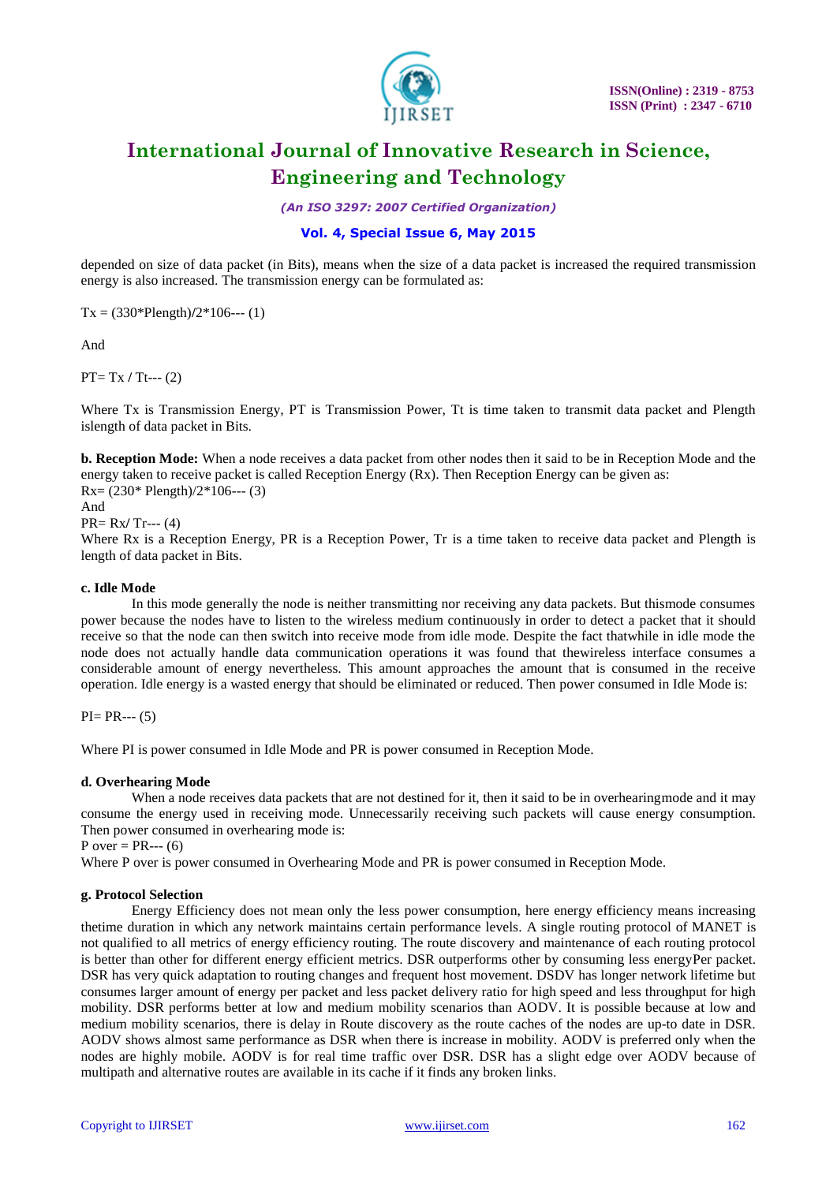depended on size of data packet (in Bits), means when the size of a data packet is increased the required transmission energy is also increased. The transmission energy can be formulated as:

$$Tx = (330*Plength)/2*106 \text{--- (1)}$$

And

$$PT = Tx / Tt \text{--- (2)}$$

Where Tx is Transmission Energy, PT is Transmission Power, Tt is time taken to transmit data packet and Plength islength of data packet in Bits.

**b. Reception Mode:** When a node receives a data packet from other nodes then it said to be in Reception Mode and the energy taken to receive packet is called Reception Energy (Rx). Then Reception Energy can be given as:

$$Rx = (230* Plength)/2*106 \text{--- (3)}$$

And

$$PR = Rx/ Tr \text{--- (4)}$$

Where Rx is a Reception Energy, PR is a Reception Power, Tr is a time taken to receive data packet and Plength is length of data packet in Bits.

**c. Idle Mode**

In this mode generally the node is neither transmitting nor receiving any data packets. But thismode consumes power because the nodes have to listen to the wireless medium continuously in order to detect a packet that it should receive so that the node can then switch into receive mode from idle mode. Despite the fact thatwhile in idle mode the node does not actually handle data communication operations it was found that thewireless interface consumes a considerable amount of energy nevertheless. This amount approaches the amount that is consumed in the receive operation. Idle energy is a wasted energy that should be eliminated or reduced. Then power consumed in Idle Mode is:

$$PI = PR \text{--- (5)}$$

Where PI is power consumed in Idle Mode and PR is power consumed in Reception Mode.

**d. Overhearing Mode**

When a node receives data packets that are not destined for it, then it said to be in overhearingmode and it may consume the energy used in receiving mode. Unnecessarily receiving such packets will cause energy consumption. Then power consumed in overhearing mode is:

$$P\ over = PR \text{--- (6)}$$

Where P over is power consumed in Overhearing Mode and PR is power consumed in Reception Mode.

**g. Protocol Selection**

Energy Efficiency does not mean only the less power consumption, here energy efficiency means increasing thetime duration in which any network maintains certain performance levels. A single routing protocol of MANET is not qualified to all metrics of energy efficiency routing. The route discovery and maintenance of each routing protocol is better than other for different energy efficient metrics. DSR outperforms other by consuming less energyPer packet. DSR has very quick adaptation to routing changes and frequent host movement. DSDV has longer network lifetime but consumes larger amount of energy per packet and less packet delivery ratio for high speed and less throughput for high mobility. DSR performs better at low and medium mobility scenarios than AODV. It is possible because at low and medium mobility scenarios, there is delay in Route discovery as the route caches of the nodes are up-to date in DSR. AODV shows almost same performance as DSR when there is increase in mobility. AODV is preferred only when the nodes are highly mobile. AODV is for real time traffic over DSR. DSR has a slight edge over AODV because of multipath and alternative routes are available in its cache if it finds any broken links.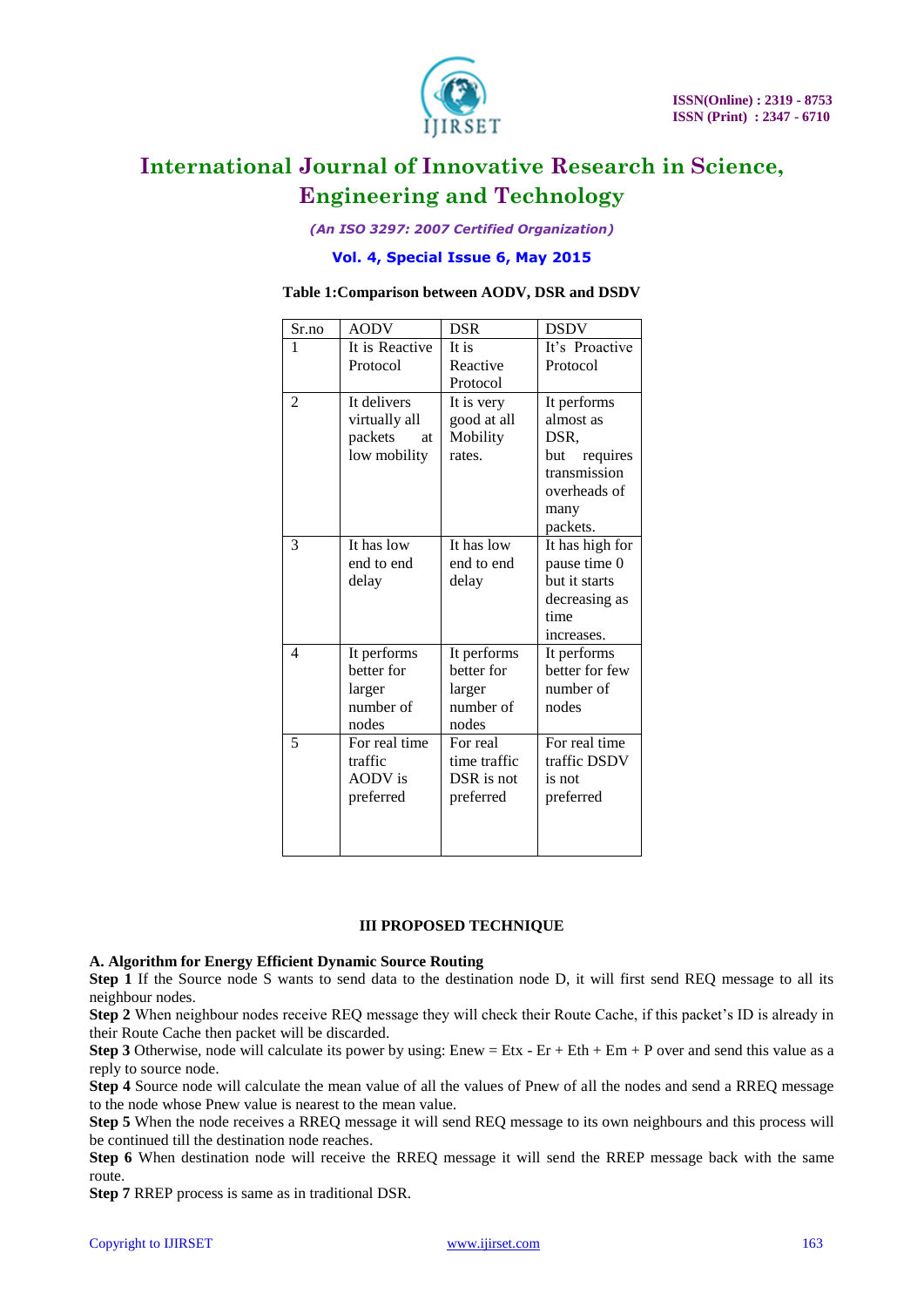**Table 1:Comparison between AODV, DSR and DSDV**

| Sr.no | AODV | DSR | DSDV |
|---|---|---|---|
| 1 | It is Reactive Protocol | It is Reactive Protocol | It's Proactive Protocol |
| 2 | It delivers virtually all packets at low mobility | It is very good at all Mobility rates. | It performs almost as DSR, but requires transmission overheads of many packets. |
| 3 | It has low end to end delay | It has low end to end delay | It has high for pause time 0 but it starts decreasing as time increases. |
| 4 | It performs better for larger number of nodes | It performs better for larger number of nodes | It performs better for few number of nodes |
| 5 | For real time traffic AODV is preferred | For real time traffic DSR is not preferred | For real time traffic DSDV is not preferred |

## III PROPOSED TECHNIQUE

### A. Algorithm for Energy Efficient Dynamic Source Routing

**Step 1** If the Source node S wants to send data to the destination node D, it will first send REQ message to all its neighbour nodes.

**Step 2** When neighbour nodes receive REQ message they will check their Route Cache, if this packet's ID is already in their Route Cache then packet will be discarded.

**Step 3** Otherwise, node will calculate its power by using: Enew = Etx - Er + Eth + Em + P over and send this value as a reply to source node.

**Step 4** Source node will calculate the mean value of all the values of Pnew of all the nodes and send a RREQ message to the node whose Pnew value is nearest to the mean value.

**Step 5** When the node receives a RREQ message it will send REQ message to its own neighbours and this process will be continued till the destination node reaches.

**Step 6** When destination node will receive the RREQ message it will send the RREP message back with the same route.

**Step 7** RREP process is same as in traditional DSR.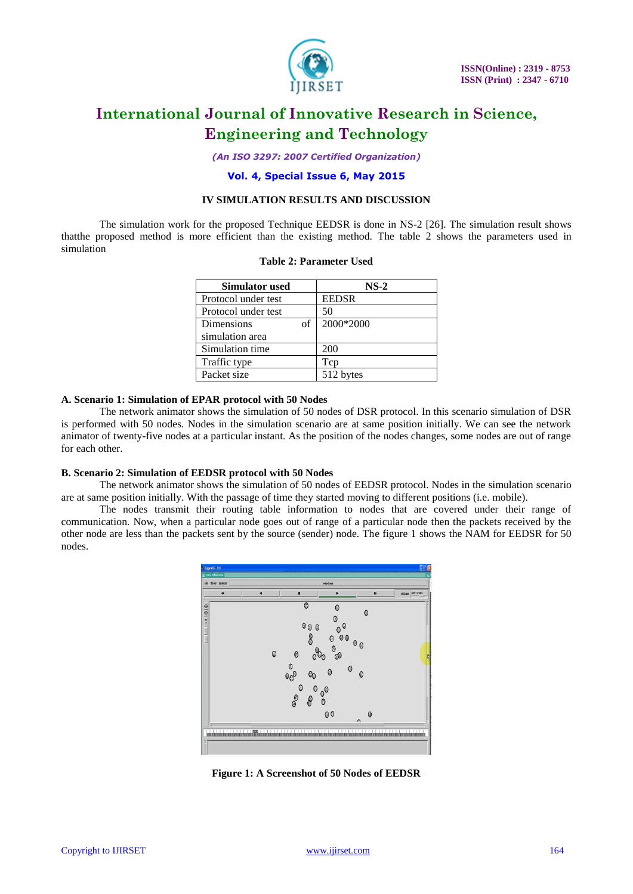## IV SIMULATION RESULTS AND DISCUSSION

The simulation work for the proposed Technique EEDSR is done in NS-2 [26]. The simulation result shows thatthe proposed method is more efficient than the existing method. The table 2 shows the parameters used in simulation

**Table 2: Parameter Used**

| Simulator used | NS-2 |
|---|---|
| Protocol under test | EEDSR |
| Protocol under test | 50 |
| Dimensions of simulation area | 2000*2000 |
| Simulation time | 200 |
| Traffic type | Tcp |
| Packet size | 512 bytes |

### A. Scenario 1: Simulation of EPAR protocol with 50 Nodes

The network animator shows the simulation of 50 nodes of DSR protocol. In this scenario simulation of DSR is performed with 50 nodes. Nodes in the simulation scenario are at same position initially. We can see the network animator of twenty-five nodes at a particular instant. As the position of the nodes changes, some nodes are out of range for each other.

### B. Scenario 2: Simulation of EEDSR protocol with 50 Nodes

The network animator shows the simulation of 50 nodes of EEDSR protocol. Nodes in the simulation scenario are at same position initially. With the passage of time they started moving to different positions (i.e. mobile).

The nodes transmit their routing table information to nodes that are covered under their range of communication. Now, when a particular node goes out of range of a particular node then the packets received by the other node are less than the packets sent by the source (sender) node. The figure 1 shows the NAM for EEDSR for 50 nodes.

**Figure 1: A Screenshot of 50 Nodes of EEDSR**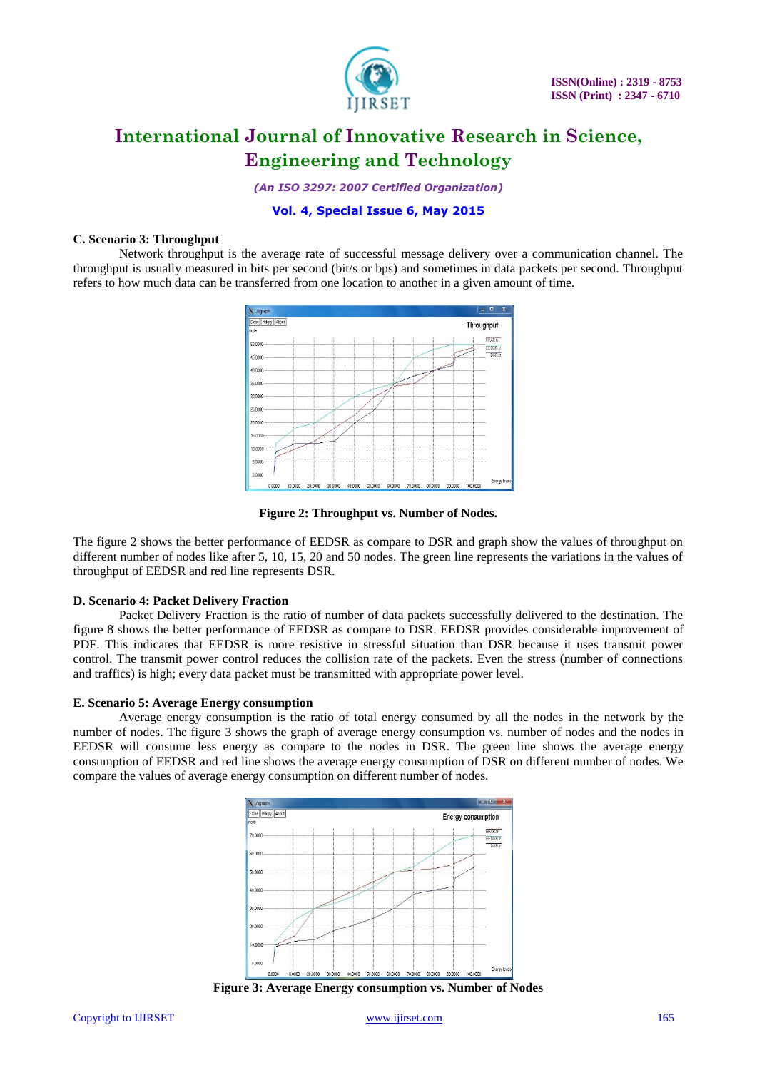### C. Scenario 3: Throughput

Network throughput is the average rate of successful message delivery over a communication channel. The throughput is usually measured in bits per second (bit/s or bps) and sometimes in data packets per second. Throughput refers to how much data can be transferred from one location to another in a given amount of time.

**Figure 2: Throughput vs. Number of Nodes.**

The figure 2 shows the better performance of EEDSR as compare to DSR and graph show the values of throughput on different number of nodes like after 5, 10, 15, 20 and 50 nodes. The green line represents the variations in the values of throughput of EEDSR and red line represents DSR.

### D. Scenario 4: Packet Delivery Fraction

Packet Delivery Fraction is the ratio of number of data packets successfully delivered to the destination. The figure 8 shows the better performance of EEDSR as compare to DSR. EEDSR provides considerable improvement of PDF. This indicates that EEDSR is more resistive in stressful situation than DSR because it uses transmit power control. The transmit power control reduces the collision rate of the packets. Even the stress (number of connections and traffics) is high; every data packet must be transmitted with appropriate power level.

### E. Scenario 5: Average Energy consumption

Average energy consumption is the ratio of total energy consumed by all the nodes in the network by the number of nodes. The figure 3 shows the graph of average energy consumption vs. number of nodes and the nodes in EEDSR will consume less energy as compare to the nodes in DSR. The green line shows the average energy consumption of EEDSR and red line shows the average energy consumption of DSR on different number of nodes. We compare the values of average energy consumption on different number of nodes.

**Figure 3: Average Energy consumption vs. Number of Nodes**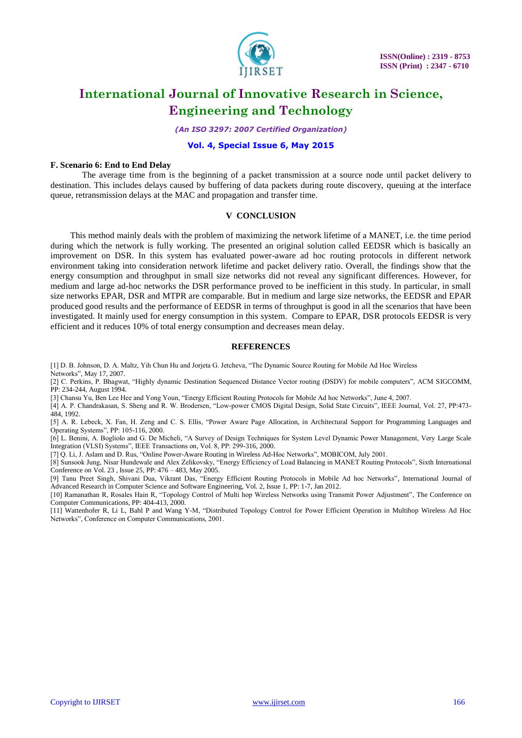### F. Scenario 6: End to End Delay

The average time from is the beginning of a packet transmission at a source node until packet delivery to destination. This includes delays caused by buffering of data packets during route discovery, queuing at the interface queue, retransmission delays at the MAC and propagation and transfer time.

## V CONCLUSION

This method mainly deals with the problem of maximizing the network lifetime of a MANET, i.e. the time period during which the network is fully working. The presented an original solution called EEDSR which is basically an improvement on DSR. In this system has evaluated power-aware ad hoc routing protocols in different network environment taking into consideration network lifetime and packet delivery ratio. Overall, the findings show that the energy consumption and throughput in small size networks did not reveal any significant differences. However, for medium and large ad-hoc networks the DSR performance proved to be inefficient in this study. In particular, in small size networks EPAR, DSR and MTPR are comparable. But in medium and large size networks, the EEDSR and EPAR produced good results and the performance of EEDSR in terms of throughput is good in all the scenarios that have been investigated. It mainly used for energy consumption in this system. Compare to EPAR, DSR protocols EEDSR is very efficient and it reduces 10% of total energy consumption and decreases mean delay.

## REFERENCES

[1] D. B. Johnson, D. A. Maltz, Yih Chun Hu and Jorjeta G. Jetcheva, "The Dynamic Source Routing for Mobile Ad Hoc Wireless Networks", May 17, 2007.

[2] C. Perkins, P. Bhagwat, "Highly dynamic Destination Sequenced Distance Vector routing (DSDV) for mobile computers", ACM SIGCOMM, PP: 234-244, August 1994.

[3] Chansu Yu, Ben Lee Hee and Yong Youn, "Energy Efficient Routing Protocols for Mobile Ad hoc Networks", June 4, 2007.

[4] A. P. Chandrakasan, S. Sheng and R. W. Brodersen, "Low-power CMOS Digital Design, Solid State Circuits", IEEE Journal, Vol. 27, PP:473-484, 1992.

[5] A. R. Lebeck, X. Fan, H. Zeng and C. S. Ellis, "Power Aware Page Allocation, in Architectural Support for Programming Languages and Operating Systems", PP: 105-116, 2000.

[6] L. Benini, A. Bogliolo and G. De Micheli, "A Survey of Design Techniques for System Level Dynamic Power Management, Very Large Scale Integration (VLSI) Systems", IEEE Transactions on, Vol. 8, PP: 299-316, 2000.

[7] Q. Li, J. Aslam and D. Rus, "Online Power-Aware Routing in Wireless Ad-Hoc Networks", MOBICOM, July 2001.

[8] Sunsook Jung, Nisar Hundewale and Alex Zelikovsky, "Energy Efficiency of Load Balancing in MANET Routing Protocols", Sixth International Conference on Vol. 23 , Issue 25, PP: 476 – 483, May 2005.

[9] Tanu Preet Singh, Shivani Dua, Vikrant Das, "Energy Efficient Routing Protocols in Mobile Ad hoc Networks", International Journal of Advanced Research in Computer Science and Software Engineering, Vol. 2, Issue 1, PP: 1-7, Jan 2012.

[10] Ramanathan R, Rosales Hain R, "Topology Control of Multi hop Wireless Networks using Transmit Power Adjustment", The Conference on Computer Communications, PP: 404-413, 2000.

[11] Wattenhofer R, Li L, Bahl P and Wang Y-M, "Distributed Topology Control for Power Efficient Operation in Multihop Wireless Ad Hoc Networks", Conference on Computer Communications, 2001.